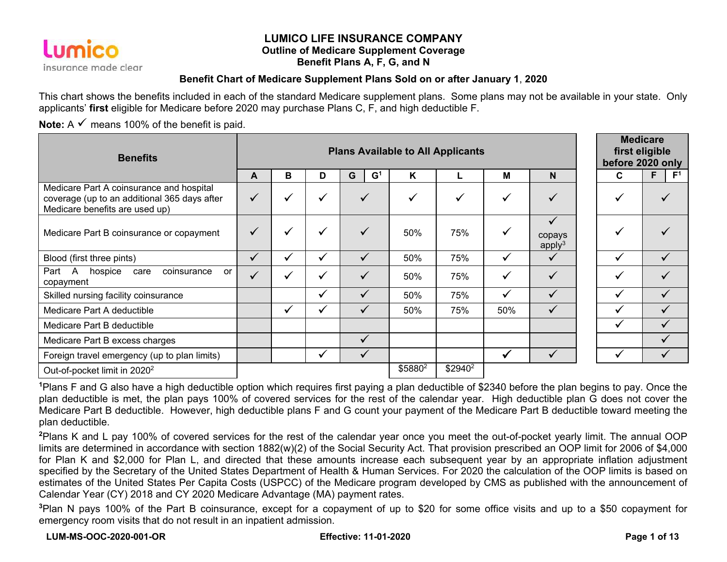# LUMICO LIFE INSURANCE COMPANY

## Outline of Medicare Supplement Coverage

## Benefit Plans A, F, G, and N

### Benefit Chart of Medicare Supplement Plans Sold on or after January 1, 2020

This chart shows the benefits included in each of the standard Medicare supplement plans. Some plans may not be available in your state. Only applicants' **first** eligible for Medicare before 2020 may purchase Plans C, F, and high deductible F.

**Note:** A ✓ means 100% of the benefit is paid.

| Benefits | Plans Available to All Applicants | | | | | | | | Medicare first eligible before 2020 only | |
|---|---|---|---|---|---|---|---|---|---|---|
| | A | B | D | G / G[1] | K | L | M | N | C | F / F[1] |
| Medicare Part A coinsurance and hospital coverage (up to an additional 365 days after Medicare benefits are used up) | ✓ | ✓ | ✓ | ✓ | ✓ | ✓ | ✓ | ✓ | ✓ | ✓ |
| Medicare Part B coinsurance or copayment | ✓ | ✓ | ✓ | ✓ | 50% | 75% | ✓ | ✓ copays apply[3] | ✓ | ✓ |
| Blood (first three pints) | ✓ | ✓ | ✓ | ✓ | 50% | 75% | ✓ | ✓ | ✓ | ✓ |
| Part A hospice care coinsurance or copayment | ✓ | ✓ | ✓ | ✓ | 50% | 75% | ✓ | ✓ | ✓ | ✓ |
| Skilled nursing facility coinsurance | | | ✓ | ✓ | 50% | 75% | ✓ | ✓ | ✓ | ✓ |
| Medicare Part A deductible | | ✓ | ✓ | ✓ | 50% | 75% | 50% | ✓ | ✓ | ✓ |
| Medicare Part B deductible | | | | | | | | | ✓ | ✓ |
| Medicare Part B excess charges | | | | ✓ | | | | | | ✓ |
| Foreign travel emergency (up to plan limits) | | | ✓ | ✓ | | | ✓ | ✓ | ✓ | ✓ |
| Out-of-pocket limit in 2020[2] | | | | | $5880[2] | $2940[2] | | | | |

[1]Plans F and G also have a high deductible option which requires first paying a plan deductible of $2340 before the plan begins to pay. Once the plan deductible is met, the plan pays 100% of covered services for the rest of the calendar year. High deductible plan G does not cover the Medicare Part B deductible. However, high deductible plans F and G count your payment of the Medicare Part B deductible toward meeting the plan deductible.

[2]Plans K and L pay 100% of covered services for the rest of the calendar year once you meet the out-of-pocket yearly limit. The annual OOP limits are determined in accordance with section 1882(w)(2) of the Social Security Act. That provision prescribed an OOP limit for 2006 of $4,000 for Plan K and $2,000 for Plan L, and directed that these amounts increase each subsequent year by an appropriate inflation adjustment specified by the Secretary of the United States Department of Health & Human Services. For 2020 the calculation of the OOP limits is based on estimates of the United States Per Capita Costs (USPCC) of the Medicare program developed by CMS as published with the announcement of Calendar Year (CY) 2018 and CY 2020 Medicare Advantage (MA) payment rates.

[3]Plan N pays 100% of the Part B coinsurance, except for a copayment of up to $20 for some office visits and up to a $50 copayment for emergency room visits that do not result in an inpatient admission.

LUM-MS-OOC-2020-001-OR Effective: 11-01-2020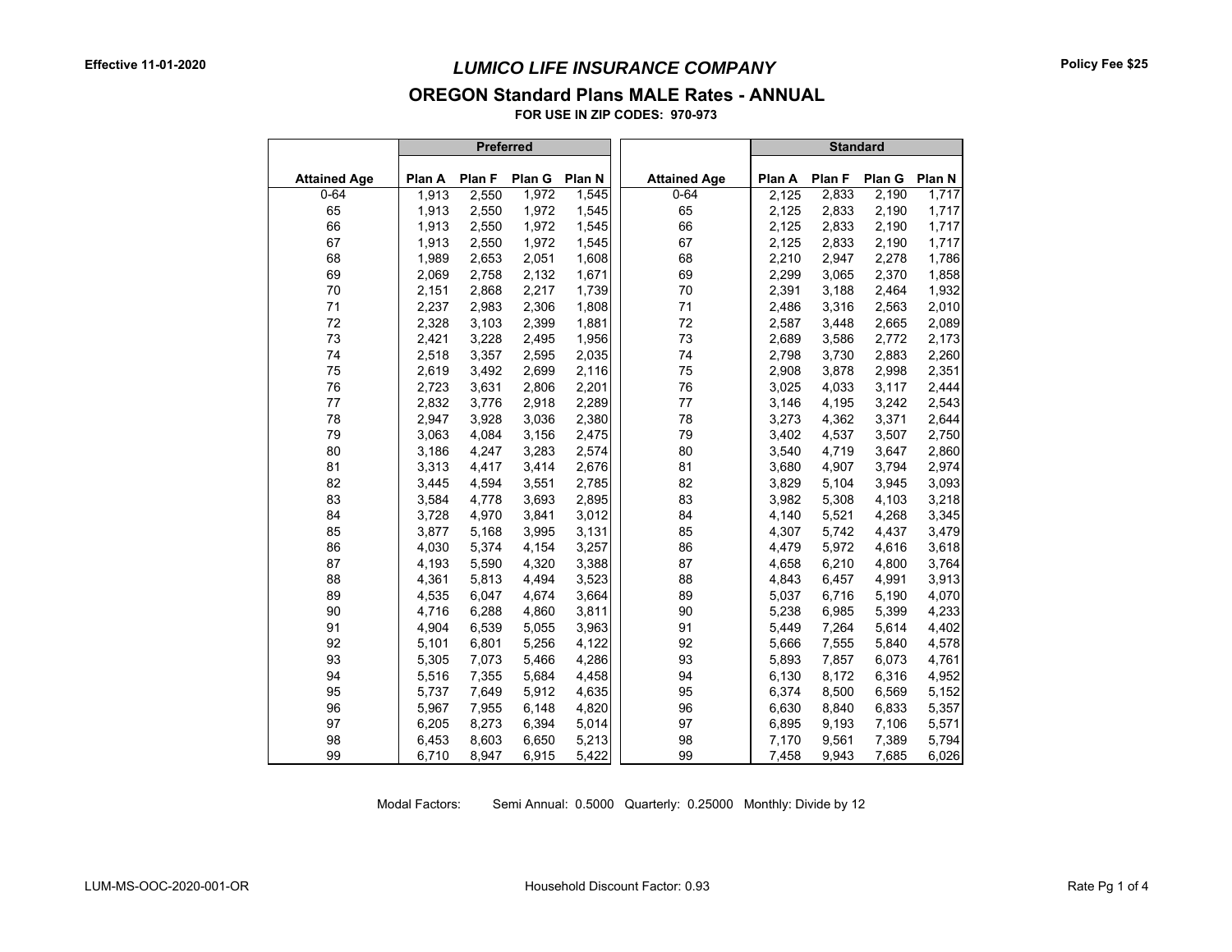Effective 11-01-2020

# *LUMICO LIFE INSURANCE COMPANY*

Policy Fee $25

## OREGON Standard Plans MALE Rates - ANNUAL

**FOR USE IN ZIP CODES: 970-973**

| | Preferred | | | | | Standard | | | |
|---|---|---|---|---|---|---|---|---|---|
| **Attained Age** | **Plan A** | **Plan F** | **Plan G** | **Plan N** | **Attained Age** | **Plan A** | **Plan F** | **Plan G** | **Plan N** |
| 0-64 | 1,913 | 2,550 | 1,972 | 1,545 | 0-64 | 2,125 | 2,833 | 2,190 | 1,717 |
| 65 | 1,913 | 2,550 | 1,972 | 1,545 | 65 | 2,125 | 2,833 | 2,190 | 1,717 |
| 66 | 1,913 | 2,550 | 1,972 | 1,545 | 66 | 2,125 | 2,833 | 2,190 | 1,717 |
| 67 | 1,913 | 2,550 | 1,972 | 1,545 | 67 | 2,125 | 2,833 | 2,190 | 1,717 |
| 68 | 1,989 | 2,653 | 2,051 | 1,608 | 68 | 2,210 | 2,947 | 2,278 | 1,786 |
| 69 | 2,069 | 2,758 | 2,132 | 1,671 | 69 | 2,299 | 3,065 | 2,370 | 1,858 |
| 70 | 2,151 | 2,868 | 2,217 | 1,739 | 70 | 2,391 | 3,188 | 2,464 | 1,932 |
| 71 | 2,237 | 2,983 | 2,306 | 1,808 | 71 | 2,486 | 3,316 | 2,563 | 2,010 |
| 72 | 2,328 | 3,103 | 2,399 | 1,881 | 72 | 2,587 | 3,448 | 2,665 | 2,089 |
| 73 | 2,421 | 3,228 | 2,495 | 1,956 | 73 | 2,689 | 3,586 | 2,772 | 2,173 |
| 74 | 2,518 | 3,357 | 2,595 | 2,035 | 74 | 2,798 | 3,730 | 2,883 | 2,260 |
| 75 | 2,619 | 3,492 | 2,699 | 2,116 | 75 | 2,908 | 3,878 | 2,998 | 2,351 |
| 76 | 2,723 | 3,631 | 2,806 | 2,201 | 76 | 3,025 | 4,033 | 3,117 | 2,444 |
| 77 | 2,832 | 3,776 | 2,918 | 2,289 | 77 | 3,146 | 4,195 | 3,242 | 2,543 |
| 78 | 2,947 | 3,928 | 3,036 | 2,380 | 78 | 3,273 | 4,362 | 3,371 | 2,644 |
| 79 | 3,063 | 4,084 | 3,156 | 2,475 | 79 | 3,402 | 4,537 | 3,507 | 2,750 |
| 80 | 3,186 | 4,247 | 3,283 | 2,574 | 80 | 3,540 | 4,719 | 3,647 | 2,860 |
| 81 | 3,313 | 4,417 | 3,414 | 2,676 | 81 | 3,680 | 4,907 | 3,794 | 2,974 |
| 82 | 3,445 | 4,594 | 3,551 | 2,785 | 82 | 3,829 | 5,104 | 3,945 | 3,093 |
| 83 | 3,584 | 4,778 | 3,693 | 2,895 | 83 | 3,982 | 5,308 | 4,103 | 3,218 |
| 84 | 3,728 | 4,970 | 3,841 | 3,012 | 84 | 4,140 | 5,521 | 4,268 | 3,345 |
| 85 | 3,877 | 5,168 | 3,995 | 3,131 | 85 | 4,307 | 5,742 | 4,437 | 3,479 |
| 86 | 4,030 | 5,374 | 4,154 | 3,257 | 86 | 4,479 | 5,972 | 4,616 | 3,618 |
| 87 | 4,193 | 5,590 | 4,320 | 3,388 | 87 | 4,658 | 6,210 | 4,800 | 3,764 |
| 88 | 4,361 | 5,813 | 4,494 | 3,523 | 88 | 4,843 | 6,457 | 4,991 | 3,913 |
| 89 | 4,535 | 6,047 | 4,674 | 3,664 | 89 | 5,037 | 6,716 | 5,190 | 4,070 |
| 90 | 4,716 | 6,288 | 4,860 | 3,811 | 90 | 5,238 | 6,985 | 5,399 | 4,233 |
| 91 | 4,904 | 6,539 | 5,055 | 3,963 | 91 | 5,449 | 7,264 | 5,614 | 4,402 |
| 92 | 5,101 | 6,801 | 5,256 | 4,122 | 92 | 5,666 | 7,555 | 5,840 | 4,578 |
| 93 | 5,305 | 7,073 | 5,466 | 4,286 | 93 | 5,893 | 7,857 | 6,073 | 4,761 |
| 94 | 5,516 | 7,355 | 5,684 | 4,458 | 94 | 6,130 | 8,172 | 6,316 | 4,952 |
| 95 | 5,737 | 7,649 | 5,912 | 4,635 | 95 | 6,374 | 8,500 | 6,569 | 5,152 |
| 96 | 5,967 | 7,955 | 6,148 | 4,820 | 96 | 6,630 | 8,840 | 6,833 | 5,357 |
| 97 | 6,205 | 8,273 | 6,394 | 5,014 | 97 | 6,895 | 9,193 | 7,106 | 5,571 |
| 98 | 6,453 | 8,603 | 6,650 | 5,213 | 98 | 7,170 | 9,561 | 7,389 | 5,794 |
| 99 | 6,710 | 8,947 | 6,915 | 5,422 | 99 | 7,458 | 9,943 | 7,685 | 6,026 |

Modal Factors: Semi Annual: 0.5000 Quarterly: 0.25000 Monthly: Divide by 12

LUM-MS-OOC-2020-001-OR

Household Discount Factor: 0.93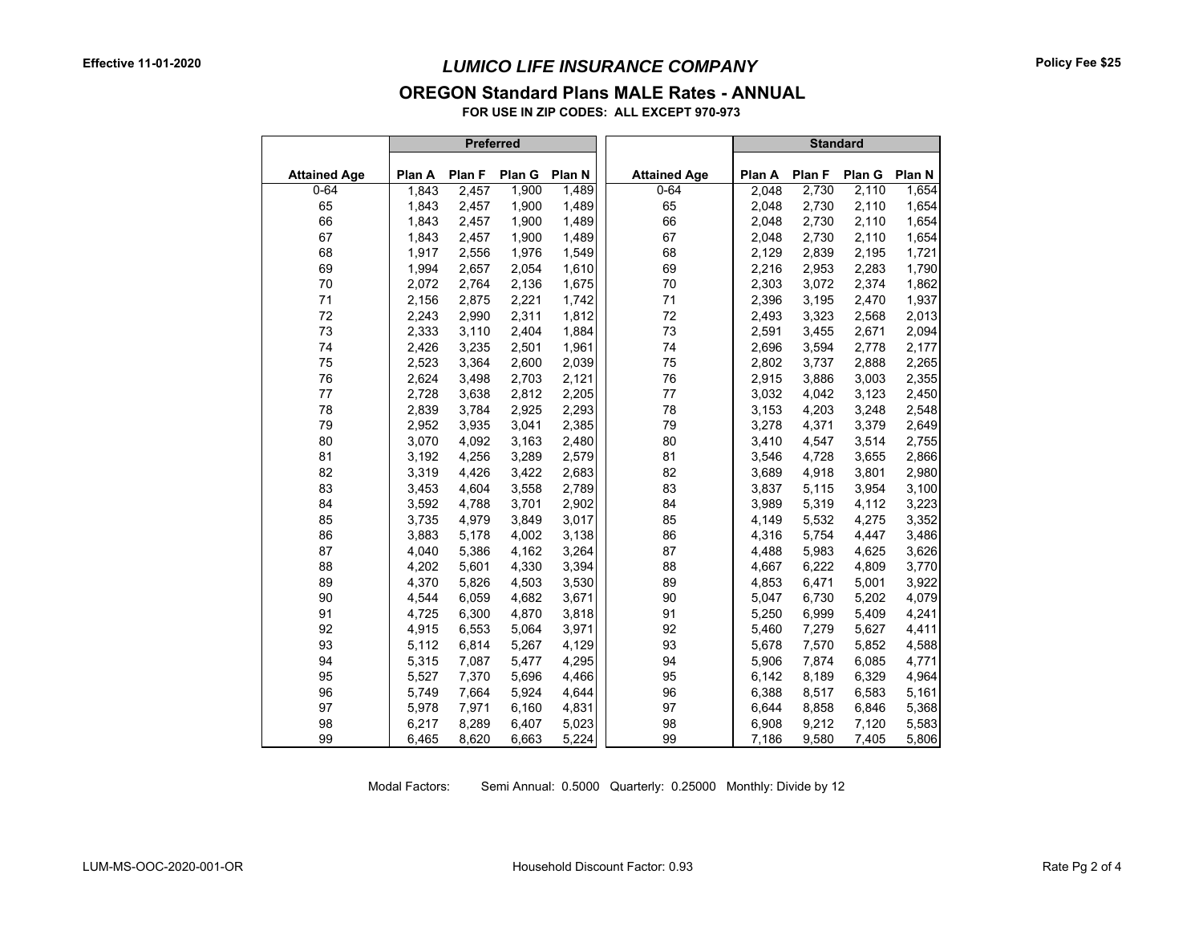Effective 11-01-2020

# *LUMICO LIFE INSURANCE COMPANY*

Policy Fee $25

## OREGON Standard Plans MALE Rates - ANNUAL

**FOR USE IN ZIP CODES: ALL EXCEPT 970-973**

| | Preferred | | | | | Standard | | | |
|---|---|---|---|---|---|---|---|---|---|
| **Attained Age** | **Plan A** | **Plan F** | **Plan G** | **Plan N** | **Attained Age** | **Plan A** | **Plan F** | **Plan G** | **Plan N** |
| 0-64 | 1,843 | 2,457 | 1,900 | 1,489 | 0-64 | 2,048 | 2,730 | 2,110 | 1,654 |
| 65 | 1,843 | 2,457 | 1,900 | 1,489 | 65 | 2,048 | 2,730 | 2,110 | 1,654 |
| 66 | 1,843 | 2,457 | 1,900 | 1,489 | 66 | 2,048 | 2,730 | 2,110 | 1,654 |
| 67 | 1,843 | 2,457 | 1,900 | 1,489 | 67 | 2,048 | 2,730 | 2,110 | 1,654 |
| 68 | 1,917 | 2,556 | 1,976 | 1,549 | 68 | 2,129 | 2,839 | 2,195 | 1,721 |
| 69 | 1,994 | 2,657 | 2,054 | 1,610 | 69 | 2,216 | 2,953 | 2,283 | 1,790 |
| 70 | 2,072 | 2,764 | 2,136 | 1,675 | 70 | 2,303 | 3,072 | 2,374 | 1,862 |
| 71 | 2,156 | 2,875 | 2,221 | 1,742 | 71 | 2,396 | 3,195 | 2,470 | 1,937 |
| 72 | 2,243 | 2,990 | 2,311 | 1,812 | 72 | 2,493 | 3,323 | 2,568 | 2,013 |
| 73 | 2,333 | 3,110 | 2,404 | 1,884 | 73 | 2,591 | 3,455 | 2,671 | 2,094 |
| 74 | 2,426 | 3,235 | 2,501 | 1,961 | 74 | 2,696 | 3,594 | 2,778 | 2,177 |
| 75 | 2,523 | 3,364 | 2,600 | 2,039 | 75 | 2,802 | 3,737 | 2,888 | 2,265 |
| 76 | 2,624 | 3,498 | 2,703 | 2,121 | 76 | 2,915 | 3,886 | 3,003 | 2,355 |
| 77 | 2,728 | 3,638 | 2,812 | 2,205 | 77 | 3,032 | 4,042 | 3,123 | 2,450 |
| 78 | 2,839 | 3,784 | 2,925 | 2,293 | 78 | 3,153 | 4,203 | 3,248 | 2,548 |
| 79 | 2,952 | 3,935 | 3,041 | 2,385 | 79 | 3,278 | 4,371 | 3,379 | 2,649 |
| 80 | 3,070 | 4,092 | 3,163 | 2,480 | 80 | 3,410 | 4,547 | 3,514 | 2,755 |
| 81 | 3,192 | 4,256 | 3,289 | 2,579 | 81 | 3,546 | 4,728 | 3,655 | 2,866 |
| 82 | 3,319 | 4,426 | 3,422 | 2,683 | 82 | 3,689 | 4,918 | 3,801 | 2,980 |
| 83 | 3,453 | 4,604 | 3,558 | 2,789 | 83 | 3,837 | 5,115 | 3,954 | 3,100 |
| 84 | 3,592 | 4,788 | 3,701 | 2,902 | 84 | 3,989 | 5,319 | 4,112 | 3,223 |
| 85 | 3,735 | 4,979 | 3,849 | 3,017 | 85 | 4,149 | 5,532 | 4,275 | 3,352 |
| 86 | 3,883 | 5,178 | 4,002 | 3,138 | 86 | 4,316 | 5,754 | 4,447 | 3,486 |
| 87 | 4,040 | 5,386 | 4,162 | 3,264 | 87 | 4,488 | 5,983 | 4,625 | 3,626 |
| 88 | 4,202 | 5,601 | 4,330 | 3,394 | 88 | 4,667 | 6,222 | 4,809 | 3,770 |
| 89 | 4,370 | 5,826 | 4,503 | 3,530 | 89 | 4,853 | 6,471 | 5,001 | 3,922 |
| 90 | 4,544 | 6,059 | 4,682 | 3,671 | 90 | 5,047 | 6,730 | 5,202 | 4,079 |
| 91 | 4,725 | 6,300 | 4,870 | 3,818 | 91 | 5,250 | 6,999 | 5,409 | 4,241 |
| 92 | 4,915 | 6,553 | 5,064 | 3,971 | 92 | 5,460 | 7,279 | 5,627 | 4,411 |
| 93 | 5,112 | 6,814 | 5,267 | 4,129 | 93 | 5,678 | 7,570 | 5,852 | 4,588 |
| 94 | 5,315 | 7,087 | 5,477 | 4,295 | 94 | 5,906 | 7,874 | 6,085 | 4,771 |
| 95 | 5,527 | 7,370 | 5,696 | 4,466 | 95 | 6,142 | 8,189 | 6,329 | 4,964 |
| 96 | 5,749 | 7,664 | 5,924 | 4,644 | 96 | 6,388 | 8,517 | 6,583 | 5,161 |
| 97 | 5,978 | 7,971 | 6,160 | 4,831 | 97 | 6,644 | 8,858 | 6,846 | 5,368 |
| 98 | 6,217 | 8,289 | 6,407 | 5,023 | 98 | 6,908 | 9,212 | 7,120 | 5,583 |
| 99 | 6,465 | 8,620 | 6,663 | 5,224 | 99 | 7,186 | 9,580 | 7,405 | 5,806 |

Modal Factors: Semi Annual: 0.5000 Quarterly: 0.25000 Monthly: Divide by 12

LUM-MS-OOC-2020-001-OR

Household Discount Factor: 0.93

Rate Pg 2 of 4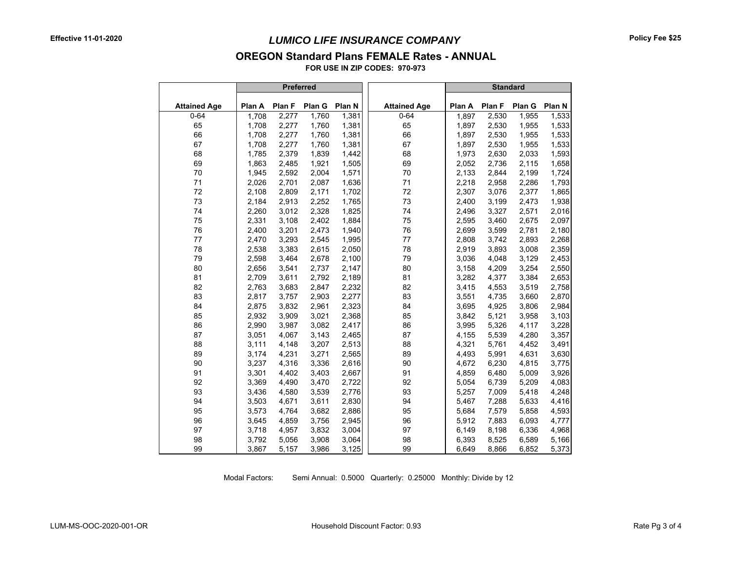**Effective 11-01-2020**

# *LUMICO LIFE INSURANCE COMPANY*

**Policy Fee $25**

## OREGON Standard Plans FEMALE Rates - ANNUAL

**FOR USE IN ZIP CODES: 970-973**

| | Preferred | | | | | Standard | | | |
|---|---|---|---|---|---|---|---|---|---|
| **Attained Age** | **Plan A** | **Plan F** | **Plan G** | **Plan N** | **Attained Age** | **Plan A** | **Plan F** | **Plan G** | **Plan N** |
| 0-64 | 1,708 | 2,277 | 1,760 | 1,381 | 0-64 | 1,897 | 2,530 | 1,955 | 1,533 |
| 65 | 1,708 | 2,277 | 1,760 | 1,381 | 65 | 1,897 | 2,530 | 1,955 | 1,533 |
| 66 | 1,708 | 2,277 | 1,760 | 1,381 | 66 | 1,897 | 2,530 | 1,955 | 1,533 |
| 67 | 1,708 | 2,277 | 1,760 | 1,381 | 67 | 1,897 | 2,530 | 1,955 | 1,533 |
| 68 | 1,785 | 2,379 | 1,839 | 1,442 | 68 | 1,973 | 2,630 | 2,033 | 1,593 |
| 69 | 1,863 | 2,485 | 1,921 | 1,505 | 69 | 2,052 | 2,736 | 2,115 | 1,658 |
| 70 | 1,945 | 2,592 | 2,004 | 1,571 | 70 | 2,133 | 2,844 | 2,199 | 1,724 |
| 71 | 2,026 | 2,701 | 2,087 | 1,636 | 71 | 2,218 | 2,958 | 2,286 | 1,793 |
| 72 | 2,108 | 2,809 | 2,171 | 1,702 | 72 | 2,307 | 3,076 | 2,377 | 1,865 |
| 73 | 2,184 | 2,913 | 2,252 | 1,765 | 73 | 2,400 | 3,199 | 2,473 | 1,938 |
| 74 | 2,260 | 3,012 | 2,328 | 1,825 | 74 | 2,496 | 3,327 | 2,571 | 2,016 |
| 75 | 2,331 | 3,108 | 2,402 | 1,884 | 75 | 2,595 | 3,460 | 2,675 | 2,097 |
| 76 | 2,400 | 3,201 | 2,473 | 1,940 | 76 | 2,699 | 3,599 | 2,781 | 2,180 |
| 77 | 2,470 | 3,293 | 2,545 | 1,995 | 77 | 2,808 | 3,742 | 2,893 | 2,268 |
| 78 | 2,538 | 3,383 | 2,615 | 2,050 | 78 | 2,919 | 3,893 | 3,008 | 2,359 |
| 79 | 2,598 | 3,464 | 2,678 | 2,100 | 79 | 3,036 | 4,048 | 3,129 | 2,453 |
| 80 | 2,656 | 3,541 | 2,737 | 2,147 | 80 | 3,158 | 4,209 | 3,254 | 2,550 |
| 81 | 2,709 | 3,611 | 2,792 | 2,189 | 81 | 3,282 | 4,377 | 3,384 | 2,653 |
| 82 | 2,763 | 3,683 | 2,847 | 2,232 | 82 | 3,415 | 4,553 | 3,519 | 2,758 |
| 83 | 2,817 | 3,757 | 2,903 | 2,277 | 83 | 3,551 | 4,735 | 3,660 | 2,870 |
| 84 | 2,875 | 3,832 | 2,961 | 2,323 | 84 | 3,695 | 4,925 | 3,806 | 2,984 |
| 85 | 2,932 | 3,909 | 3,021 | 2,368 | 85 | 3,842 | 5,121 | 3,958 | 3,103 |
| 86 | 2,990 | 3,987 | 3,082 | 2,417 | 86 | 3,995 | 5,326 | 4,117 | 3,228 |
| 87 | 3,051 | 4,067 | 3,143 | 2,465 | 87 | 4,155 | 5,539 | 4,280 | 3,357 |
| 88 | 3,111 | 4,148 | 3,207 | 2,513 | 88 | 4,321 | 5,761 | 4,452 | 3,491 |
| 89 | 3,174 | 4,231 | 3,271 | 2,565 | 89 | 4,493 | 5,991 | 4,631 | 3,630 |
| 90 | 3,237 | 4,316 | 3,336 | 2,616 | 90 | 4,672 | 6,230 | 4,815 | 3,775 |
| 91 | 3,301 | 4,402 | 3,403 | 2,667 | 91 | 4,859 | 6,480 | 5,009 | 3,926 |
| 92 | 3,369 | 4,490 | 3,470 | 2,722 | 92 | 5,054 | 6,739 | 5,209 | 4,083 |
| 93 | 3,436 | 4,580 | 3,539 | 2,776 | 93 | 5,257 | 7,009 | 5,418 | 4,248 |
| 94 | 3,503 | 4,671 | 3,611 | 2,830 | 94 | 5,467 | 7,288 | 5,633 | 4,416 |
| 95 | 3,573 | 4,764 | 3,682 | 2,886 | 95 | 5,684 | 7,579 | 5,858 | 4,593 |
| 96 | 3,645 | 4,859 | 3,756 | 2,945 | 96 | 5,912 | 7,883 | 6,093 | 4,777 |
| 97 | 3,718 | 4,957 | 3,832 | 3,004 | 97 | 6,149 | 8,198 | 6,336 | 4,968 |
| 98 | 3,792 | 5,056 | 3,908 | 3,064 | 98 | 6,393 | 8,525 | 6,589 | 5,166 |
| 99 | 3,867 | 5,157 | 3,986 | 3,125 | 99 | 6,649 | 8,866 | 6,852 | 5,373 |

Modal Factors: Semi Annual: 0.5000 Quarterly: 0.25000 Monthly: Divide by 12

LUM-MS-OOC-2020-001-OR

Household Discount Factor: 0.93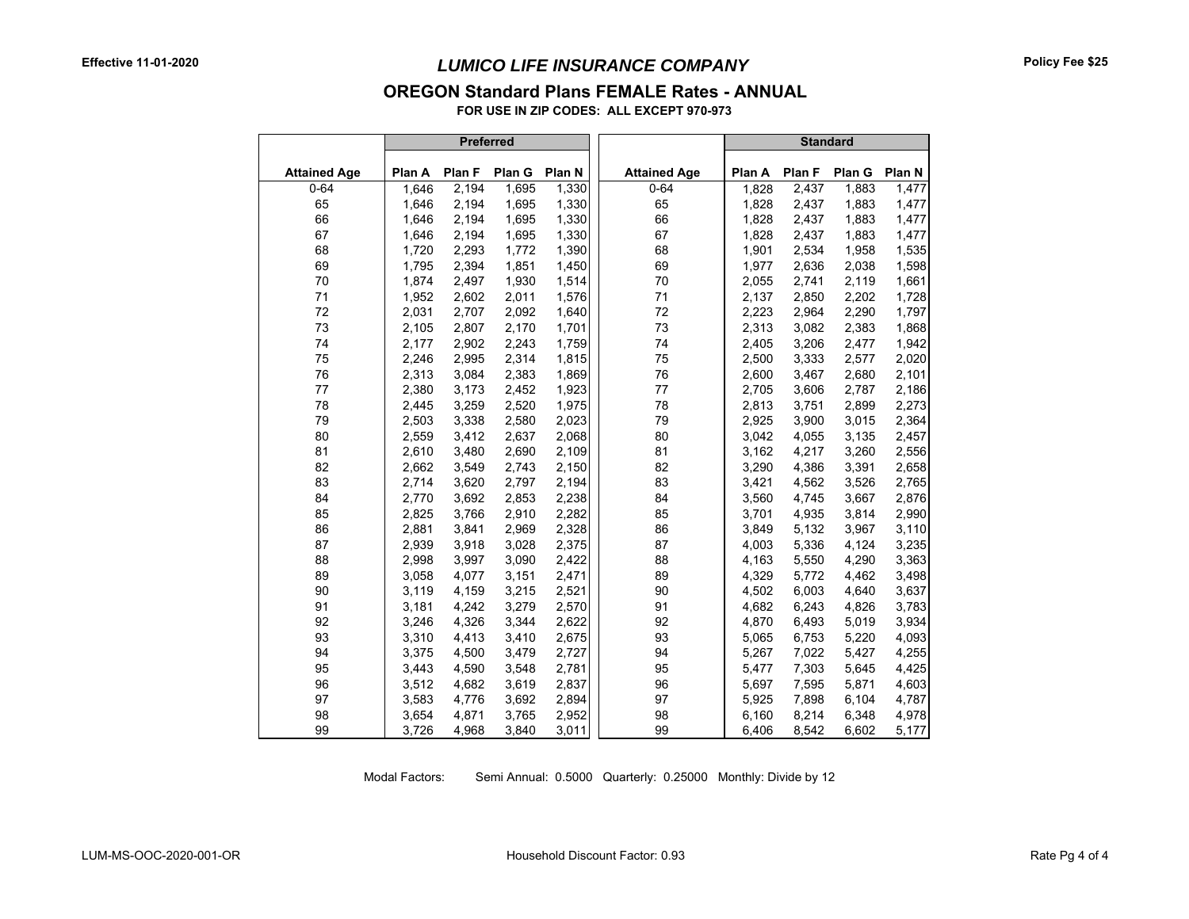Effective 11-01-2020

Policy Fee $25

# *LUMICO LIFE INSURANCE COMPANY*

## OREGON Standard Plans FEMALE Rates - ANNUAL

**FOR USE IN ZIP CODES: ALL EXCEPT 970-973**

| | Preferred | | | | | Standard | | | |
|---|---|---|---|---|---|---|---|---|---|
| **Attained Age** | **Plan A** | **Plan F** | **Plan G** | **Plan N** | **Attained Age** | **Plan A** | **Plan F** | **Plan G** | **Plan N** |
| 0-64 | 1,646 | 2,194 | 1,695 | 1,330 | 0-64 | 1,828 | 2,437 | 1,883 | 1,477 |
| 65 | 1,646 | 2,194 | 1,695 | 1,330 | 65 | 1,828 | 2,437 | 1,883 | 1,477 |
| 66 | 1,646 | 2,194 | 1,695 | 1,330 | 66 | 1,828 | 2,437 | 1,883 | 1,477 |
| 67 | 1,646 | 2,194 | 1,695 | 1,330 | 67 | 1,828 | 2,437 | 1,883 | 1,477 |
| 68 | 1,720 | 2,293 | 1,772 | 1,390 | 68 | 1,901 | 2,534 | 1,958 | 1,535 |
| 69 | 1,795 | 2,394 | 1,851 | 1,450 | 69 | 1,977 | 2,636 | 2,038 | 1,598 |
| 70 | 1,874 | 2,497 | 1,930 | 1,514 | 70 | 2,055 | 2,741 | 2,119 | 1,661 |
| 71 | 1,952 | 2,602 | 2,011 | 1,576 | 71 | 2,137 | 2,850 | 2,202 | 1,728 |
| 72 | 2,031 | 2,707 | 2,092 | 1,640 | 72 | 2,223 | 2,964 | 2,290 | 1,797 |
| 73 | 2,105 | 2,807 | 2,170 | 1,701 | 73 | 2,313 | 3,082 | 2,383 | 1,868 |
| 74 | 2,177 | 2,902 | 2,243 | 1,759 | 74 | 2,405 | 3,206 | 2,477 | 1,942 |
| 75 | 2,246 | 2,995 | 2,314 | 1,815 | 75 | 2,500 | 3,333 | 2,577 | 2,020 |
| 76 | 2,313 | 3,084 | 2,383 | 1,869 | 76 | 2,600 | 3,467 | 2,680 | 2,101 |
| 77 | 2,380 | 3,173 | 2,452 | 1,923 | 77 | 2,705 | 3,606 | 2,787 | 2,186 |
| 78 | 2,445 | 3,259 | 2,520 | 1,975 | 78 | 2,813 | 3,751 | 2,899 | 2,273 |
| 79 | 2,503 | 3,338 | 2,580 | 2,023 | 79 | 2,925 | 3,900 | 3,015 | 2,364 |
| 80 | 2,559 | 3,412 | 2,637 | 2,068 | 80 | 3,042 | 4,055 | 3,135 | 2,457 |
| 81 | 2,610 | 3,480 | 2,690 | 2,109 | 81 | 3,162 | 4,217 | 3,260 | 2,556 |
| 82 | 2,662 | 3,549 | 2,743 | 2,150 | 82 | 3,290 | 4,386 | 3,391 | 2,658 |
| 83 | 2,714 | 3,620 | 2,797 | 2,194 | 83 | 3,421 | 4,562 | 3,526 | 2,765 |
| 84 | 2,770 | 3,692 | 2,853 | 2,238 | 84 | 3,560 | 4,745 | 3,667 | 2,876 |
| 85 | 2,825 | 3,766 | 2,910 | 2,282 | 85 | 3,701 | 4,935 | 3,814 | 2,990 |
| 86 | 2,881 | 3,841 | 2,969 | 2,328 | 86 | 3,849 | 5,132 | 3,967 | 3,110 |
| 87 | 2,939 | 3,918 | 3,028 | 2,375 | 87 | 4,003 | 5,336 | 4,124 | 3,235 |
| 88 | 2,998 | 3,997 | 3,090 | 2,422 | 88 | 4,163 | 5,550 | 4,290 | 3,363 |
| 89 | 3,058 | 4,077 | 3,151 | 2,471 | 89 | 4,329 | 5,772 | 4,462 | 3,498 |
| 90 | 3,119 | 4,159 | 3,215 | 2,521 | 90 | 4,502 | 6,003 | 4,640 | 3,637 |
| 91 | 3,181 | 4,242 | 3,279 | 2,570 | 91 | 4,682 | 6,243 | 4,826 | 3,783 |
| 92 | 3,246 | 4,326 | 3,344 | 2,622 | 92 | 4,870 | 6,493 | 5,019 | 3,934 |
| 93 | 3,310 | 4,413 | 3,410 | 2,675 | 93 | 5,065 | 6,753 | 5,220 | 4,093 |
| 94 | 3,375 | 4,500 | 3,479 | 2,727 | 94 | 5,267 | 7,022 | 5,427 | 4,255 |
| 95 | 3,443 | 4,590 | 3,548 | 2,781 | 95 | 5,477 | 7,303 | 5,645 | 4,425 |
| 96 | 3,512 | 4,682 | 3,619 | 2,837 | 96 | 5,697 | 7,595 | 5,871 | 4,603 |
| 97 | 3,583 | 4,776 | 3,692 | 2,894 | 97 | 5,925 | 7,898 | 6,104 | 4,787 |
| 98 | 3,654 | 4,871 | 3,765 | 2,952 | 98 | 6,160 | 8,214 | 6,348 | 4,978 |
| 99 | 3,726 | 4,968 | 3,840 | 3,011 | 99 | 6,406 | 8,542 | 6,602 | 5,177 |

Modal Factors: Semi Annual: 0.5000 Quarterly: 0.25000 Monthly: Divide by 12

LUM-MS-OOC-2020-001-OR

Household Discount Factor: 0.93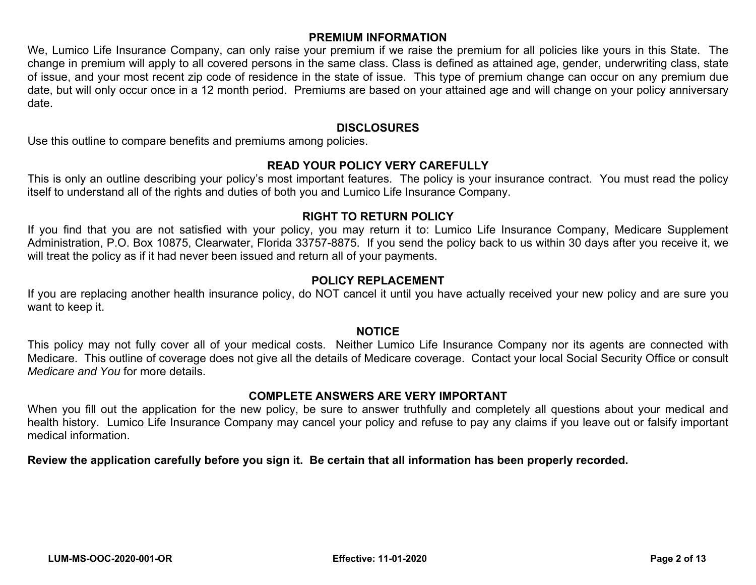## PREMIUM INFORMATION

We, Lumico Life Insurance Company, can only raise your premium if we raise the premium for all policies like yours in this State. The change in premium will apply to all covered persons in the same class. Class is defined as attained age, gender, underwriting class, state of issue, and your most recent zip code of residence in the state of issue. This type of premium change can occur on any premium due date, but will only occur once in a 12 month period. Premiums are based on your attained age and will change on your policy anniversary date.

## DISCLOSURES

Use this outline to compare benefits and premiums among policies.

## READ YOUR POLICY VERY CAREFULLY

This is only an outline describing your policy's most important features. The policy is your insurance contract. You must read the policy itself to understand all of the rights and duties of both you and Lumico Life Insurance Company.

## RIGHT TO RETURN POLICY

If you find that you are not satisfied with your policy, you may return it to: Lumico Life Insurance Company, Medicare Supplement Administration, P.O. Box 10875, Clearwater, Florida 33757-8875. If you send the policy back to us within 30 days after you receive it, we will treat the policy as if it had never been issued and return all of your payments.

## POLICY REPLACEMENT

If you are replacing another health insurance policy, do NOT cancel it until you have actually received your new policy and are sure you want to keep it.

## NOTICE

This policy may not fully cover all of your medical costs. Neither Lumico Life Insurance Company nor its agents are connected with Medicare. This outline of coverage does not give all the details of Medicare coverage. Contact your local Social Security Office or consult *Medicare and You* for more details.

## COMPLETE ANSWERS ARE VERY IMPORTANT

When you fill out the application for the new policy, be sure to answer truthfully and completely all questions about your medical and health history. Lumico Life Insurance Company may cancel your policy and refuse to pay any claims if you leave out or falsify important medical information.

**Review the application carefully before you sign it. Be certain that all information has been properly recorded.**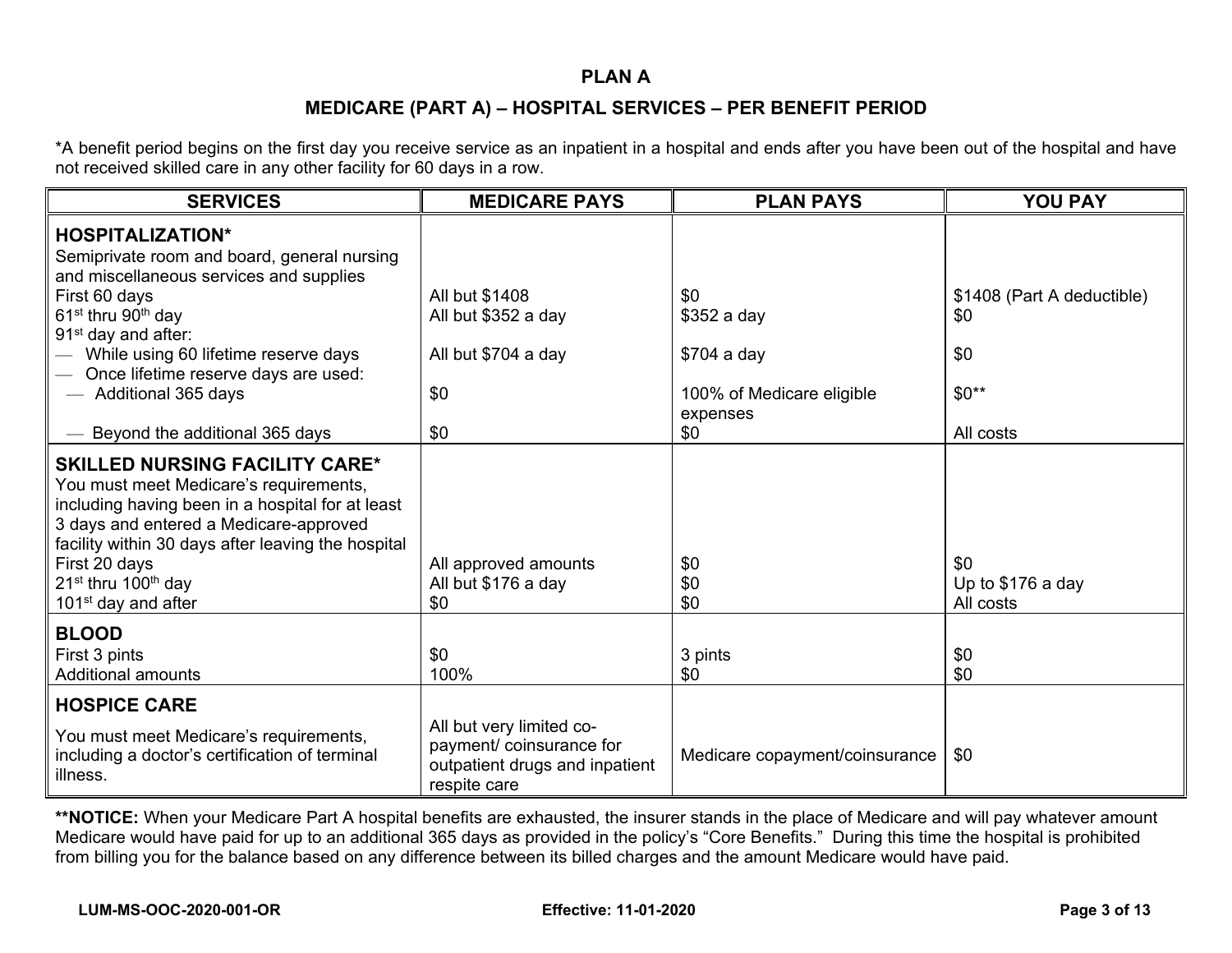## PLAN A

### MEDICARE (PART A) – HOSPITAL SERVICES – PER BENEFIT PERIOD

*A benefit period begins on the first day you receive service as an inpatient in a hospital and ends after you have been out of the hospital and have not received skilled care in any other facility for 60 days in a row.

| SERVICES | MEDICARE PAYS | PLAN PAYS | YOU PAY |
|---|---|---|---|
| **HOSPITALIZATION*** | | | |
| Semiprivate room and board, general nursing and miscellaneous services and supplies | | | |
| First 60 days | All but $1408 | $0 | $1408 (Part A deductible) |
| 61st thru 90th day | All but $352 a day | $352 a day | $0 |
| 91st day and after: | | | |
| — While using 60 lifetime reserve days | All but $704 a day | $704 a day | $0 |
| — Once lifetime reserve days are used: | | | |
| — Additional 365 days | $0 | 100% of Medicare eligible expenses | $0** |
| — Beyond the additional 365 days | $0 | $0 | All costs |
| **SKILLED NURSING FACILITY CARE*** | | | |
| You must meet Medicare's requirements, including having been in a hospital for at least 3 days and entered a Medicare-approved facility within 30 days after leaving the hospital | | | |
| First 20 days | All approved amounts | $0 | $0 |
| 21st thru 100th day | All but $176 a day | $0 | Up to $176 a day |
| 101st day and after | $0 | $0 | All costs |
| **BLOOD** | | | |
| First 3 pints | $0 | 3 pints | $0 |
| Additional amounts | 100% | $0 | $0 |
| **HOSPICE CARE** | | | |
| You must meet Medicare's requirements, including a doctor's certification of terminal illness. | All but very limited co-payment/ coinsurance for outpatient drugs and inpatient respite care | Medicare copayment/coinsurance | $0 |

****NOTICE:** When your Medicare Part A hospital benefits are exhausted, the insurer stands in the place of Medicare and will pay whatever amount Medicare would have paid for up to an additional 365 days as provided in the policy's "Core Benefits." During this time the hospital is prohibited from billing you for the balance based on any difference between its billed charges and the amount Medicare would have paid.

LUM-MS-OOC-2020-001-OR Effective: 11-01-2020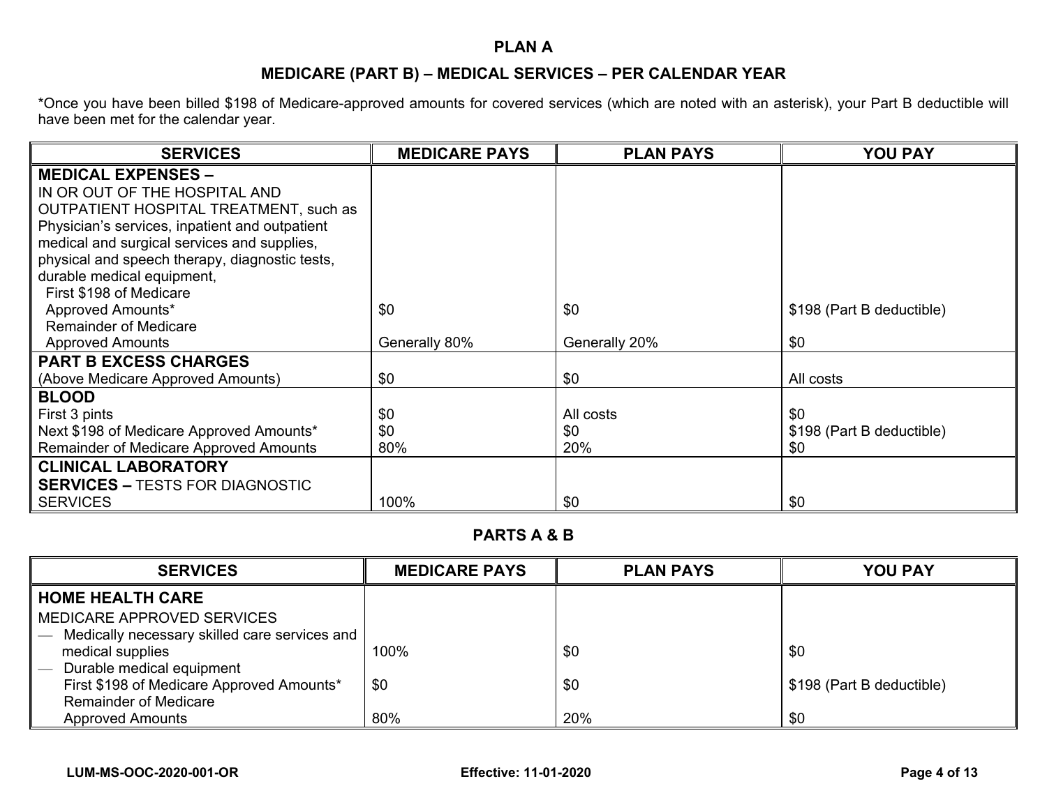## PLAN A

### MEDICARE (PART B) – MEDICAL SERVICES – PER CALENDAR YEAR

*Once you have been billed $198 of Medicare-approved amounts for covered services (which are noted with an asterisk), your Part B deductible will have been met for the calendar year.

| SERVICES | MEDICARE PAYS | PLAN PAYS | YOU PAY |
|---|---|---|---|
| **MEDICAL EXPENSES –** IN OR OUT OF THE HOSPITAL AND OUTPATIENT HOSPITAL TREATMENT, such as Physician's services, inpatient and outpatient medical and surgical services and supplies, physical and speech therapy, diagnostic tests, durable medical equipment, | | | |
| First $198 of Medicare Approved Amounts* | $0 | $0 | $198 (Part B deductible) |
| Remainder of Medicare Approved Amounts | Generally 80% | Generally 20% | $0 |
| **PART B EXCESS CHARGES** (Above Medicare Approved Amounts) | $0 | $0 | All costs |
| **BLOOD** | | | |
| First 3 pints | $0 | All costs | $0 |
| Next $198 of Medicare Approved Amounts* | $0 | $0 | $198 (Part B deductible) |
| Remainder of Medicare Approved Amounts | 80% | 20% | $0 |
| **CLINICAL LABORATORY SERVICES –** TESTS FOR DIAGNOSTIC SERVICES | 100% | $0 | $0 |

### PARTS A & B

| SERVICES | MEDICARE PAYS | PLAN PAYS | YOU PAY |
|---|---|---|---|
| **HOME HEALTH CARE** | | | |
| MEDICARE APPROVED SERVICES | | | |
| — Medically necessary skilled care services and medical supplies | 100% | $0 | $0 |
| — Durable medical equipment | | | |
| First $198 of Medicare Approved Amounts* | $0 | $0 | $198 (Part B deductible) |
| Remainder of Medicare Approved Amounts | 80% | 20% | $0 |

LUM-MS-OOC-2020-001-OR Effective: 11-01-2020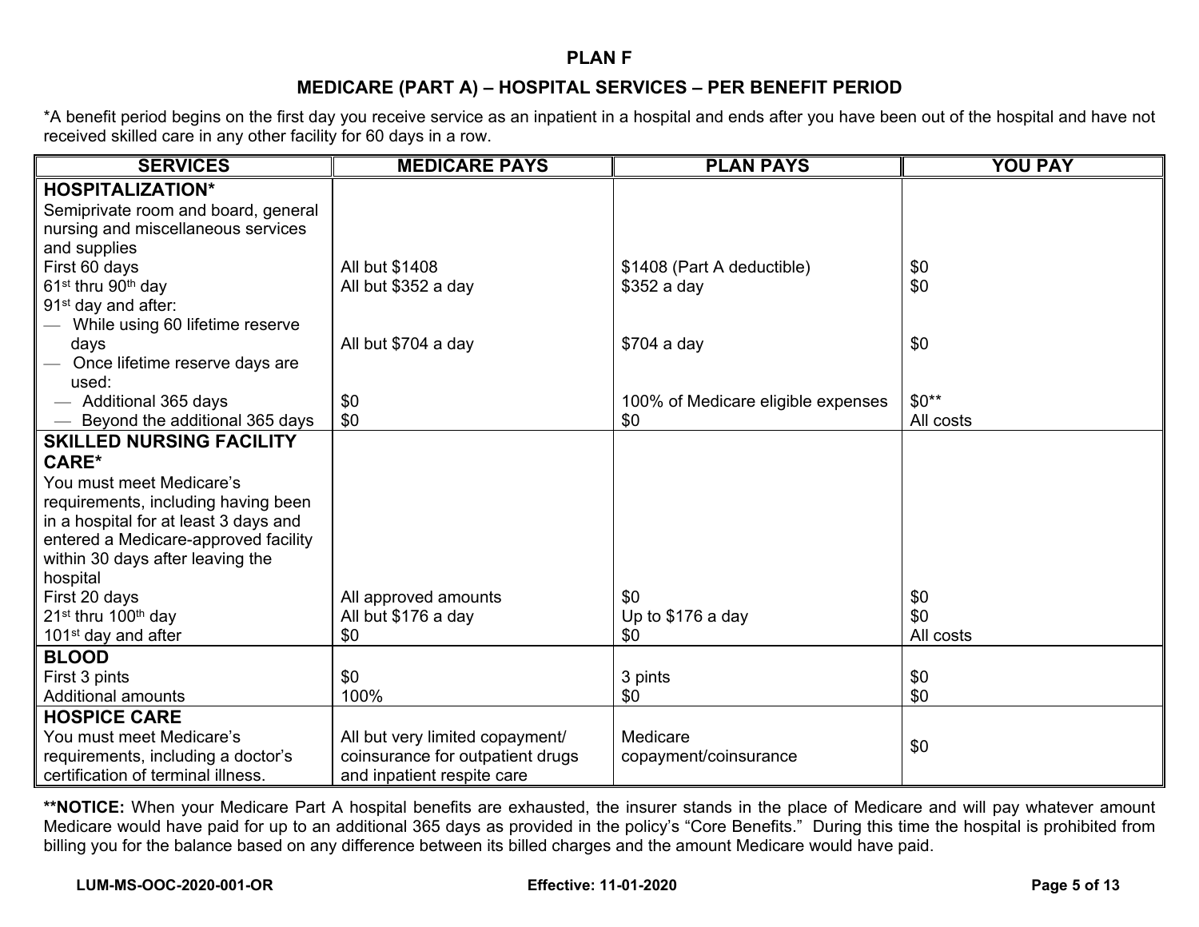## PLAN F

## MEDICARE (PART A) – HOSPITAL SERVICES – PER BENEFIT PERIOD

*A benefit period begins on the first day you receive service as an inpatient in a hospital and ends after you have been out of the hospital and have not received skilled care in any other facility for 60 days in a row.

| SERVICES | MEDICARE PAYS | PLAN PAYS | YOU PAY |
|---|---|---|---|
| **HOSPITALIZATION*** | | | |
| Semiprivate room and board, general nursing and miscellaneous services and supplies | | | |
| First 60 days | All but $1408 | $1408 (Part A deductible) | $0 |
| 61st thru 90th day | All but $352 a day | $352 a day | $0 |
| 91st day and after: | | | |
| — While using 60 lifetime reserve days | All but $704 a day | $704 a day | $0 |
| — Once lifetime reserve days are used: | | | |
| — Additional 365 days | $0 | 100% of Medicare eligible expenses | $0** |
| — Beyond the additional 365 days | $0 | $0 | All costs |
| **SKILLED NURSING FACILITY CARE*** | | | |
| You must meet Medicare's requirements, including having been in a hospital for at least 3 days and entered a Medicare-approved facility within 30 days after leaving the hospital | | | |
| First 20 days | All approved amounts | $0 | $0 |
| 21st thru 100th day | All but $176 a day | Up to $176 a day | $0 |
| 101st day and after | $0 | $0 | All costs |
| **BLOOD** | | | |
| First 3 pints | $0 | 3 pints | $0 |
| Additional amounts | 100% | $0 | $0 |
| **HOSPICE CARE** | | | |
| You must meet Medicare's requirements, including a doctor's certification of terminal illness. | All but very limited copayment/ coinsurance for outpatient drugs and inpatient respite care | Medicare copayment/coinsurance | $0 |

****NOTICE:** When your Medicare Part A hospital benefits are exhausted, the insurer stands in the place of Medicare and will pay whatever amount Medicare would have paid for up to an additional 365 days as provided in the policy's "Core Benefits." During this time the hospital is prohibited from billing you for the balance based on any difference between its billed charges and the amount Medicare would have paid.

LUM-MS-OOC-2020-001-OR | Effective: 11-01-2020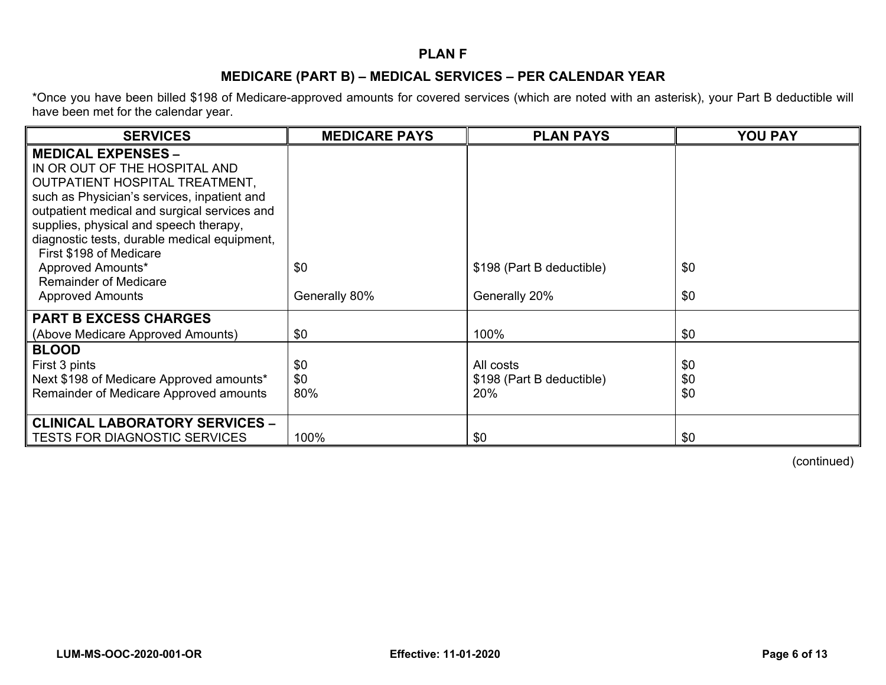**PLAN F**

**MEDICARE (PART B) – MEDICAL SERVICES – PER CALENDAR YEAR**

*Once you have been billed $198 of Medicare-approved amounts for covered services (which are noted with an asterisk), your Part B deductible will have been met for the calendar year.

| SERVICES | MEDICARE PAYS | PLAN PAYS | YOU PAY |
|---|---|---|---|
| **MEDICAL EXPENSES –** IN OR OUT OF THE HOSPITAL AND OUTPATIENT HOSPITAL TREATMENT, such as Physician's services, inpatient and outpatient medical and surgical services and supplies, physical and speech therapy, diagnostic tests, durable medical equipment, | | | |
| First $198 of Medicare Approved Amounts* | $0 | $198 (Part B deductible) | $0 |
| Remainder of Medicare Approved Amounts | Generally 80% | Generally 20% | $0 |
| **PART B EXCESS CHARGES** (Above Medicare Approved Amounts) | $0 | 100% | $0 |
| **BLOOD** | | | |
| First 3 pints | $0 | All costs | $0 |
| Next $198 of Medicare Approved amounts* | $0 | $198 (Part B deductible) | $0 |
| Remainder of Medicare Approved amounts | 80% | 20% | $0 |
| **CLINICAL LABORATORY SERVICES –** TESTS FOR DIAGNOSTIC SERVICES | 100% | $0 | $0 |

(continued)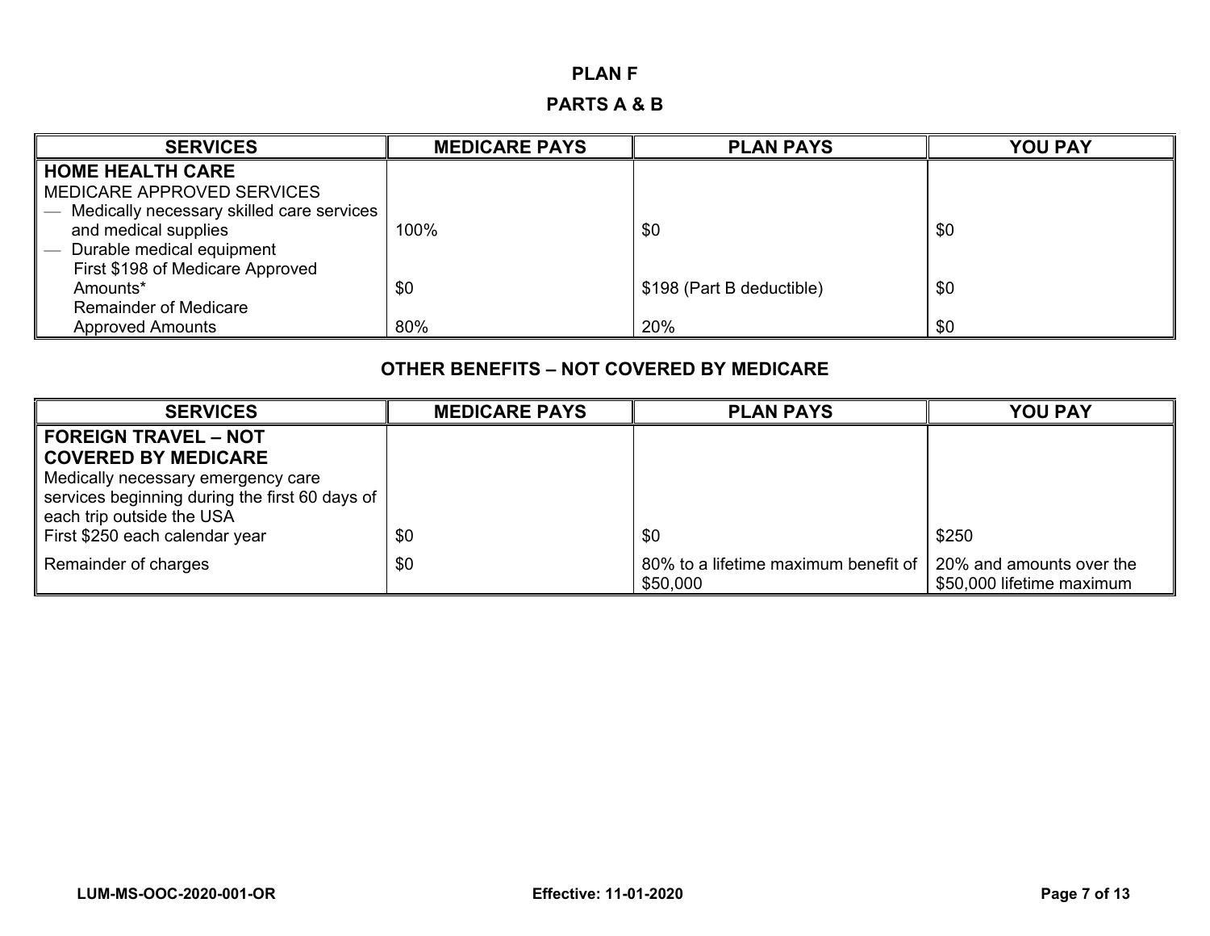## PLAN F

### PARTS A & B

| SERVICES | MEDICARE PAYS | PLAN PAYS | YOU PAY |
|---|---|---|---|
| **HOME HEALTH CARE**<br>MEDICARE APPROVED SERVICES | | | |
| — Medically necessary skilled care services and medical supplies | 100% | $0 | $0 |
| — Durable medical equipment<br>First $198 of Medicare Approved Amounts* | $0 | $198 (Part B deductible) | $0 |
| Remainder of Medicare Approved Amounts | 80% | 20% | $0 |

### OTHER BENEFITS – NOT COVERED BY MEDICARE

| SERVICES | MEDICARE PAYS | PLAN PAYS | YOU PAY |
|---|---|---|---|
| **FOREIGN TRAVEL – NOT COVERED BY MEDICARE**<br>Medically necessary emergency care services beginning during the first 60 days of each trip outside the USA | | | |
| First $250 each calendar year | $0 | $0 | $250 |
| Remainder of charges | $0 | 80% to a lifetime maximum benefit of $50,000 | 20% and amounts over the $50,000 lifetime maximum |

LUM-MS-OOC-2020-001-OR Effective: 11-01-2020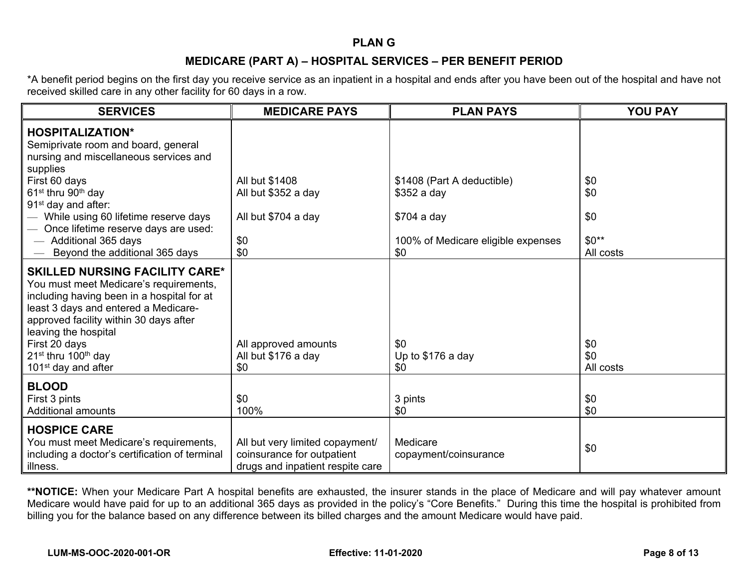# PLAN G

## MEDICARE (PART A) – HOSPITAL SERVICES – PER BENEFIT PERIOD

*A benefit period begins on the first day you receive service as an inpatient in a hospital and ends after you have been out of the hospital and have not received skilled care in any other facility for 60 days in a row.

| SERVICES | MEDICARE PAYS | PLAN PAYS | YOU PAY |
|---|---|---|---|
| **HOSPITALIZATION*** | | | |
| Semiprivate room and board, general nursing and miscellaneous services and supplies | | | |
| First 60 days | All but $1408 | $1408 (Part A deductible) | $0 |
| 61st thru 90th day | All but $352 a day | $352 a day | $0 |
| 91st day and after: | | | |
| — While using 60 lifetime reserve days | All but $704 a day | $704 a day | $0 |
| — Once lifetime reserve days are used: | | | |
| — Additional 365 days | $0 | 100% of Medicare eligible expenses | $0** |
| — Beyond the additional 365 days | $0 | $0 | All costs |
| **SKILLED NURSING FACILITY CARE*** | | | |
| You must meet Medicare's requirements, including having been in a hospital for at least 3 days and entered a Medicare-approved facility within 30 days after leaving the hospital | | | |
| First 20 days | All approved amounts | $0 | $0 |
| 21st thru 100th day | All but $176 a day | Up to $176 a day | $0 |
| 101st day and after | $0 | $0 | All costs |
| **BLOOD** | | | |
| First 3 pints | $0 | 3 pints | $0 |
| Additional amounts | 100% | $0 | $0 |
| **HOSPICE CARE** | | | |
| You must meet Medicare's requirements, including a doctor's certification of terminal illness. | All but very limited copayment/ coinsurance for outpatient drugs and inpatient respite care | Medicare copayment/coinsurance | $0 |

****NOTICE:** When your Medicare Part A hospital benefits are exhausted, the insurer stands in the place of Medicare and will pay whatever amount Medicare would have paid for up to an additional 365 days as provided in the policy's "Core Benefits." During this time the hospital is prohibited from billing you for the balance based on any difference between its billed charges and the amount Medicare would have paid.

LUM-MS-OOC-2020-001-OR | Effective: 11-01-2020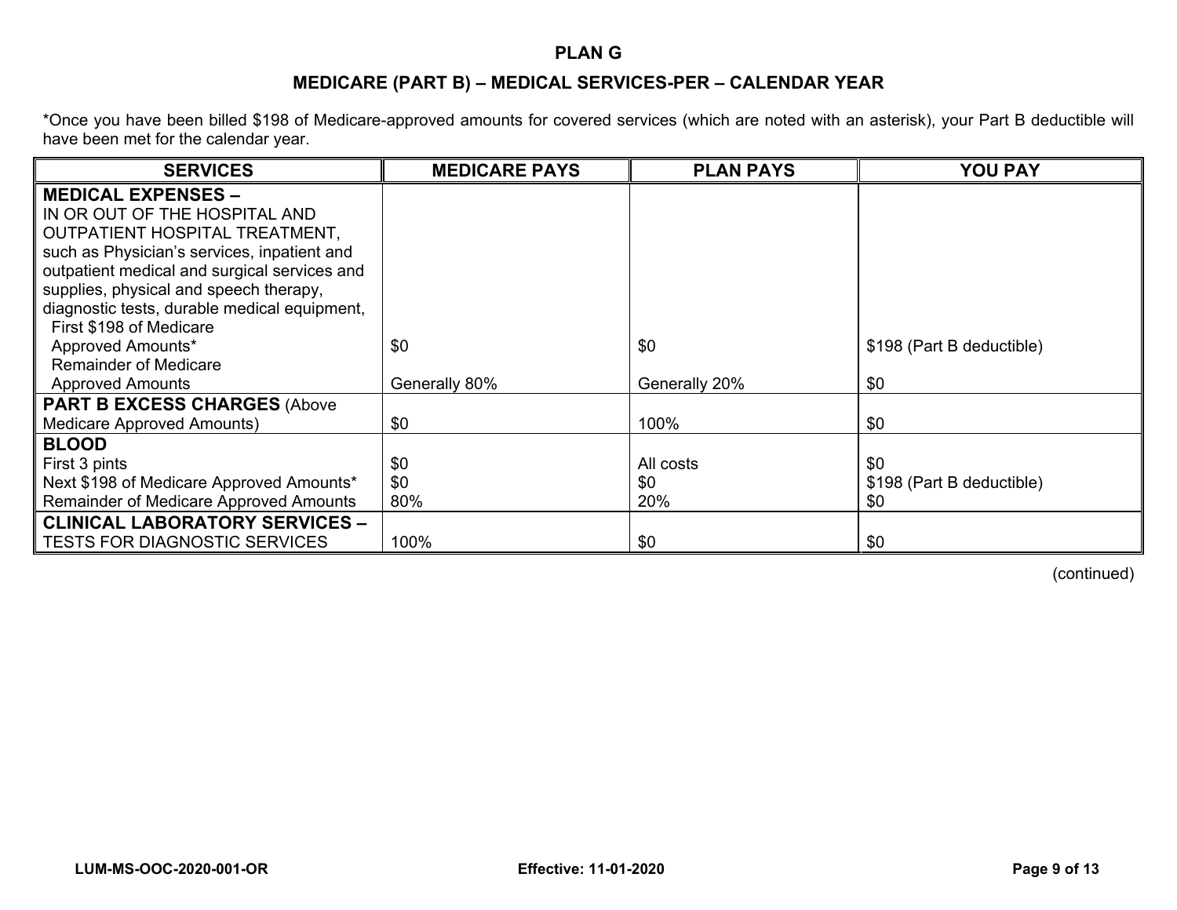**PLAN G**

**MEDICARE (PART B) – MEDICAL SERVICES-PER – CALENDAR YEAR**

*Once you have been billed $198 of Medicare-approved amounts for covered services (which are noted with an asterisk), your Part B deductible will have been met for the calendar year.

| SERVICES | MEDICARE PAYS | PLAN PAYS | YOU PAY |
|---|---|---|---|
| **MEDICAL EXPENSES –** IN OR OUT OF THE HOSPITAL AND OUTPATIENT HOSPITAL TREATMENT, such as Physician's services, inpatient and outpatient medical and surgical services and supplies, physical and speech therapy, diagnostic tests, durable medical equipment, | | | |
| First $198 of Medicare Approved Amounts* | $0 | $0 | $198 (Part B deductible) |
| Remainder of Medicare Approved Amounts | Generally 80% | Generally 20% | $0 |
| **PART B EXCESS CHARGES** (Above Medicare Approved Amounts) | $0 | 100% | $0 |
| **BLOOD** | | | |
| First 3 pints | $0 | All costs | $0 |
| Next $198 of Medicare Approved Amounts* | $0 | $0 | $198 (Part B deductible) |
| Remainder of Medicare Approved Amounts | 80% | 20% | $0 |
| **CLINICAL LABORATORY SERVICES –** TESTS FOR DIAGNOSTIC SERVICES | 100% | $0 | $0 |

(continued)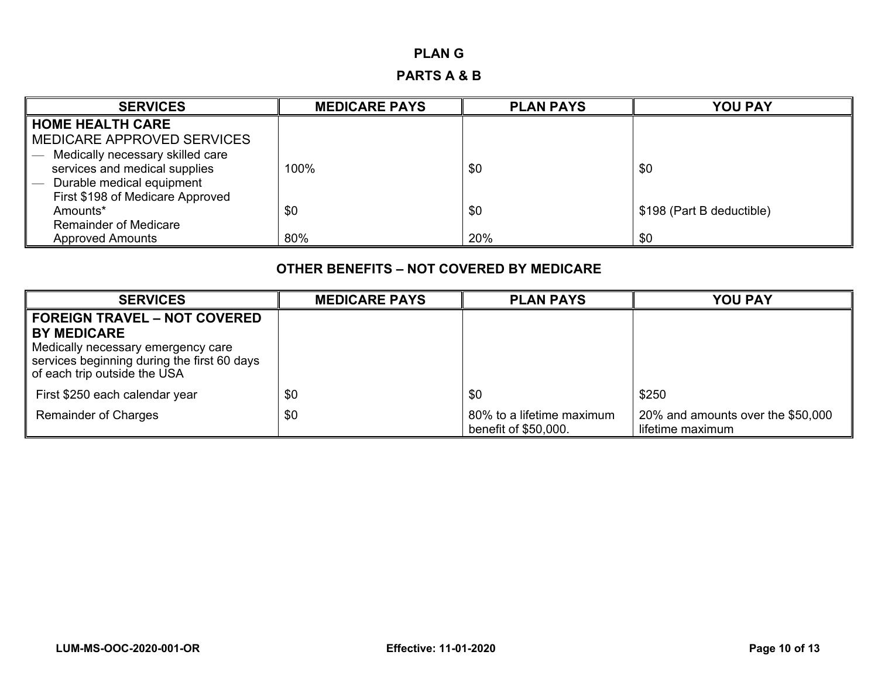# PLAN G

## PARTS A & B

| SERVICES | MEDICARE PAYS | PLAN PAYS | YOU PAY |
|---|---|---|---|
| **HOME HEALTH CARE**<br>MEDICARE APPROVED SERVICES | | | |
| — Medically necessary skilled care services and medical supplies | 100% | $0 | $0 |
| — Durable medical equipment<br>First $198 of Medicare Approved Amounts* | $0 | $0 | $198 (Part B deductible) |
| Remainder of Medicare Approved Amounts | 80% | 20% | $0 |

## OTHER BENEFITS – NOT COVERED BY MEDICARE

| SERVICES | MEDICARE PAYS | PLAN PAYS | YOU PAY |
|---|---|---|---|
| **FOREIGN TRAVEL – NOT COVERED BY MEDICARE**<br>Medically necessary emergency care services beginning during the first 60 days of each trip outside the USA | | | |
| First $250 each calendar year | $0 | $0 | $250 |
| Remainder of Charges | $0 | 80% to a lifetime maximum benefit of $50,000. | 20% and amounts over the $50,000 lifetime maximum |

LUM-MS-OOC-2020-001-OR    Effective: 11-01-2020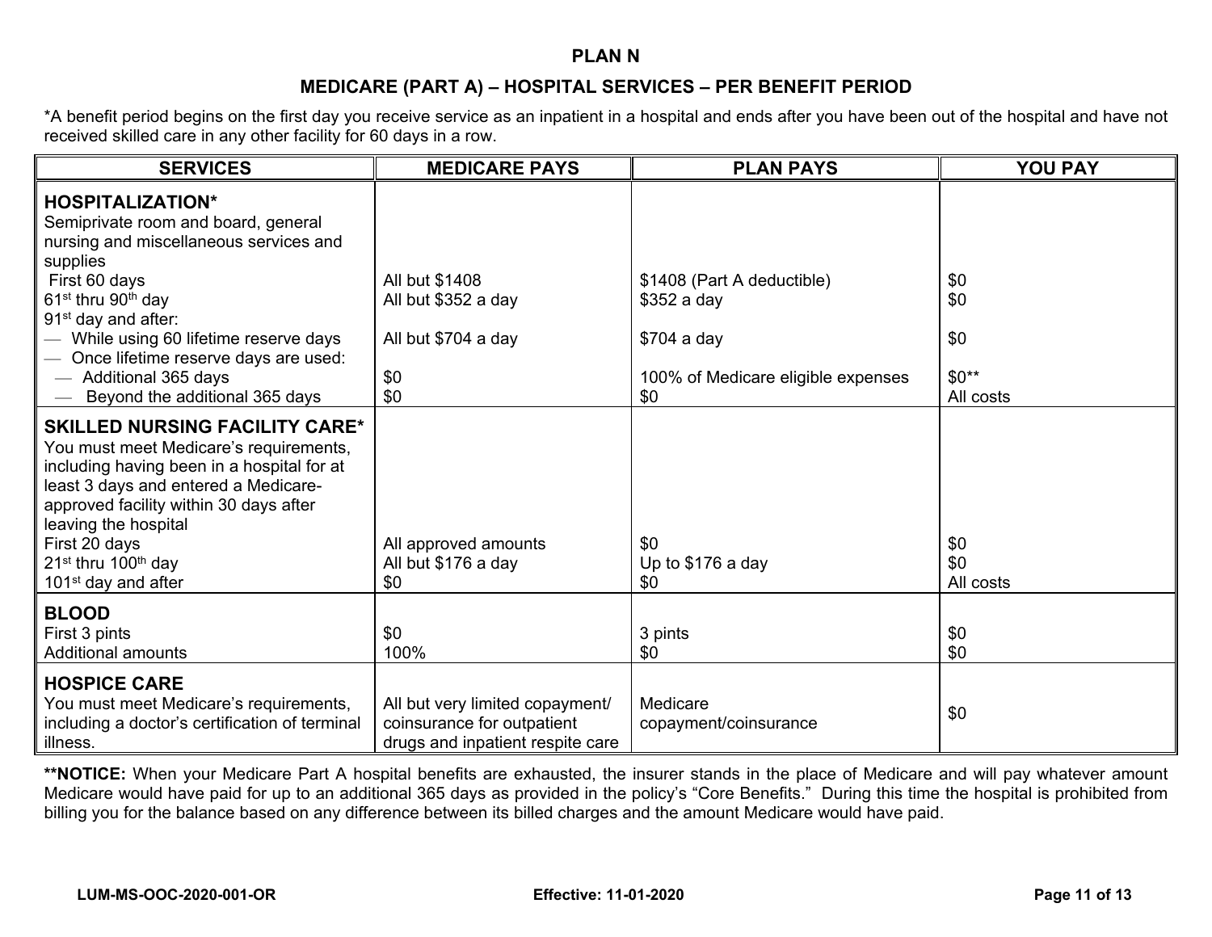# PLAN N

## MEDICARE (PART A) – HOSPITAL SERVICES – PER BENEFIT PERIOD

*A benefit period begins on the first day you receive service as an inpatient in a hospital and ends after you have been out of the hospital and have not received skilled care in any other facility for 60 days in a row.

| SERVICES | MEDICARE PAYS | PLAN PAYS | YOU PAY |
|---|---|---|---|
| **HOSPITALIZATION*** | | | |
| Semiprivate room and board, general nursing and miscellaneous services and supplies | | | |
| First 60 days | All but $1408 | $1408 (Part A deductible) | $0 |
| 61st thru 90th day | All but $352 a day | $352 a day | $0 |
| 91st day and after: | | | |
| — While using 60 lifetime reserve days | All but $704 a day | $704 a day | $0 |
| — Once lifetime reserve days are used: | | | |
| — Additional 365 days | $0 | 100% of Medicare eligible expenses | $0** |
| — Beyond the additional 365 days | $0 | $0 | All costs |
| **SKILLED NURSING FACILITY CARE*** | | | |
| You must meet Medicare's requirements, including having been in a hospital for at least 3 days and entered a Medicare-approved facility within 30 days after leaving the hospital | | | |
| First 20 days | All approved amounts | $0 | $0 |
| 21st thru 100th day | All but $176 a day | Up to $176 a day | $0 |
| 101st day and after | $0 | $0 | All costs |
| **BLOOD** | | | |
| First 3 pints | $0 | 3 pints | $0 |
| Additional amounts | 100% | $0 | $0 |
| **HOSPICE CARE** | | | |
| You must meet Medicare's requirements, including a doctor's certification of terminal illness. | All but very limited copayment/ coinsurance for outpatient drugs and inpatient respite care | Medicare copayment/coinsurance | $0 |

****NOTICE:** When your Medicare Part A hospital benefits are exhausted, the insurer stands in the place of Medicare and will pay whatever amount Medicare would have paid for up to an additional 365 days as provided in the policy's "Core Benefits." During this time the hospital is prohibited from billing you for the balance based on any difference between its billed charges and the amount Medicare would have paid.

LUM-MS-OOC-2020-001-OR Effective: 11-01-2020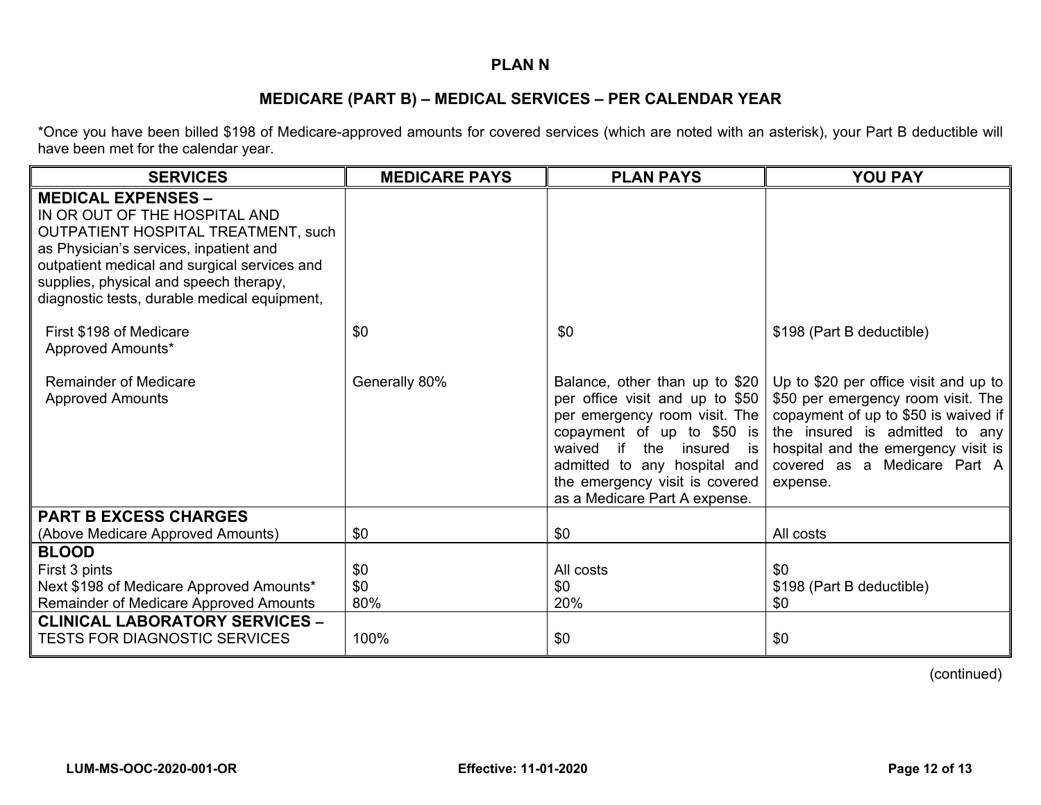## PLAN N

### MEDICARE (PART B) – MEDICAL SERVICES – PER CALENDAR YEAR

*Once you have been billed $198 of Medicare-approved amounts for covered services (which are noted with an asterisk), your Part B deductible will have been met for the calendar year.

| SERVICES | MEDICARE PAYS | PLAN PAYS | YOU PAY |
|---|---|---|---|
| **MEDICAL EXPENSES –** IN OR OUT OF THE HOSPITAL AND OUTPATIENT HOSPITAL TREATMENT, such as Physician's services, inpatient and outpatient medical and surgical services and supplies, physical and speech therapy, diagnostic tests, durable medical equipment, | | | |
| First $198 of Medicare Approved Amounts* | $0 | $0 | $198 (Part B deductible) |
| Remainder of Medicare Approved Amounts | Generally 80% | Balance, other than up to $20 per office visit and up to $50 per emergency room visit. The copayment of up to $50 is waived if the insured is admitted to any hospital and the emergency visit is covered as a Medicare Part A expense. | Up to $20 per office visit and up to $50 per emergency room visit. The copayment of up to $50 is waived if the insured is admitted to any hospital and the emergency visit is covered as a Medicare Part A expense. |
| **PART B EXCESS CHARGES** (Above Medicare Approved Amounts) | $0 | $0 | All costs |
| **BLOOD** | | | |
| First 3 pints | $0 | All costs | $0 |
| Next $198 of Medicare Approved Amounts* | $0 | $0 | $198 (Part B deductible) |
| Remainder of Medicare Approved Amounts | 80% | 20% | $0 |
| **CLINICAL LABORATORY SERVICES –** TESTS FOR DIAGNOSTIC SERVICES | 100% | $0 | $0 |

(continued)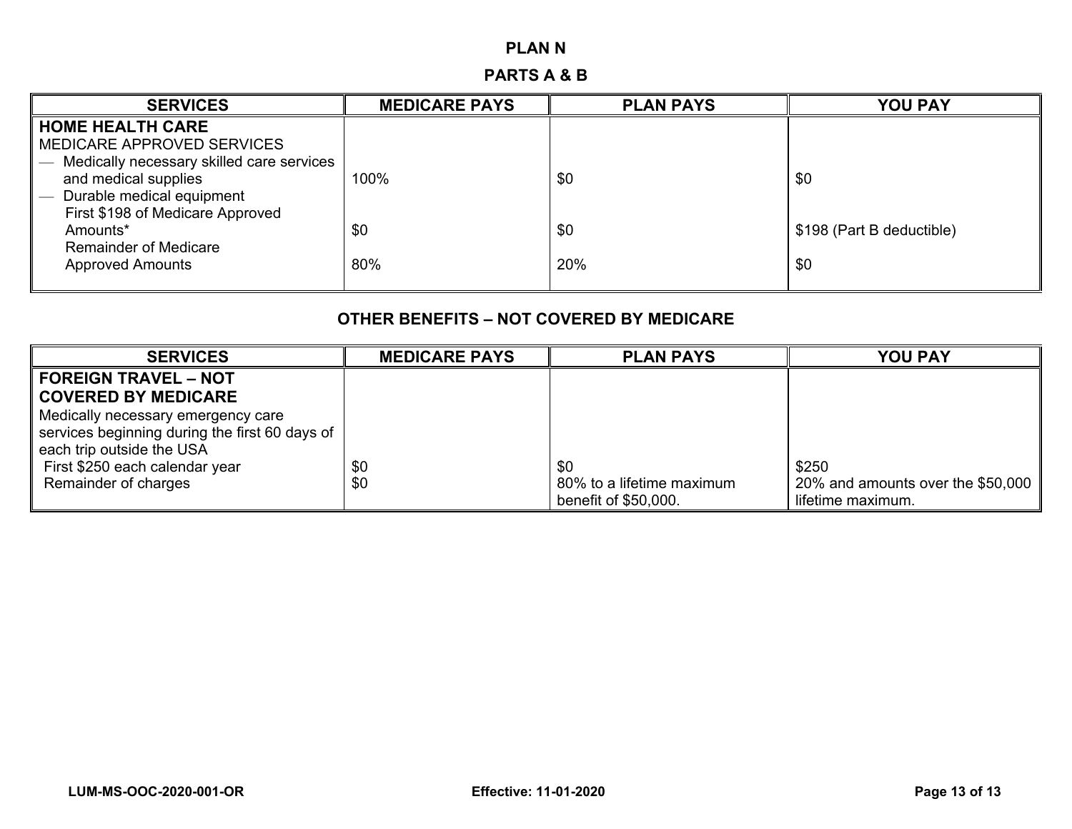## PLAN N

### PARTS A & B

| SERVICES | MEDICARE PAYS | PLAN PAYS | YOU PAY |
|---|---|---|---|
| **HOME HEALTH CARE**<br>MEDICARE APPROVED SERVICES | | | |
| — Medically necessary skilled care services and medical supplies | 100% | $0 | $0 |
| — Durable medical equipment<br>First $198 of Medicare Approved Amounts* | $0 | $0 | $198 (Part B deductible) |
| Remainder of Medicare Approved Amounts | 80% | 20% | $0 |

### OTHER BENEFITS – NOT COVERED BY MEDICARE

| SERVICES | MEDICARE PAYS | PLAN PAYS | YOU PAY |
|---|---|---|---|
| **FOREIGN TRAVEL – NOT COVERED BY MEDICARE**<br>Medically necessary emergency care services beginning during the first 60 days of each trip outside the USA | | | |
| First $250 each calendar year | $0 | $0 | $250 |
| Remainder of charges | $0 | 80% to a lifetime maximum benefit of $50,000. | 20% and amounts over the $50,000 lifetime maximum. |

LUM-MS-OOC-2020-001-OR Effective: 11-01-2020